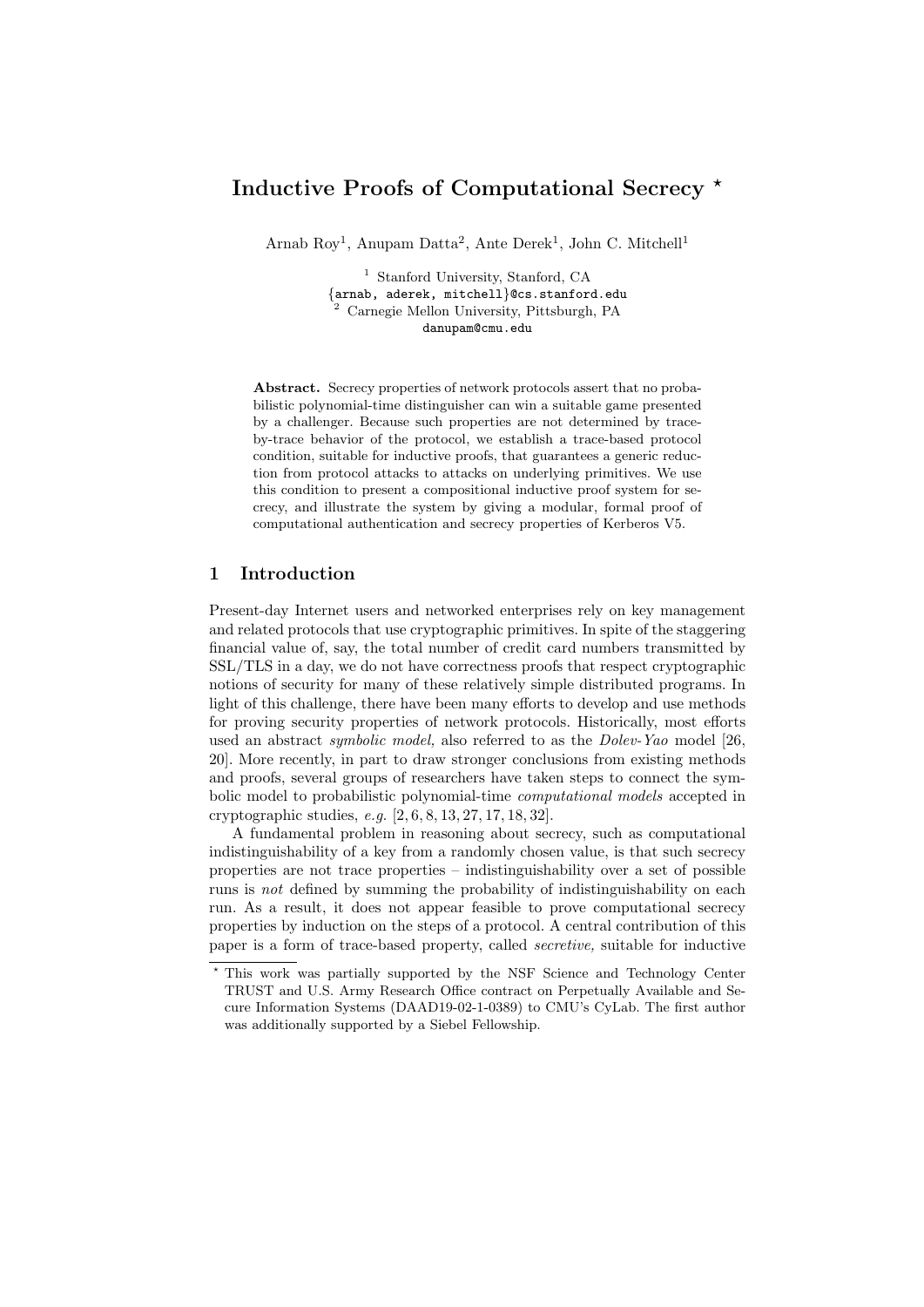# Inductive Proofs of Computational Secrecy *

Arnab Roy[1], Anupam Datta[2], Ante Derek[1], John C. Mitchell[1]

[1] Stanford University, Stanford, CA
{arnab, aderek, mitchell}@cs.stanford.edu
[2] Carnegie Mellon University, Pittsburgh, PA
danupam@cmu.edu

**Abstract.** Secrecy properties of network protocols assert that no probabilistic polynomial-time distinguisher can win a suitable game presented by a challenger. Because such properties are not determined by trace-by-trace behavior of the protocol, we establish a trace-based protocol condition, suitable for inductive proofs, that guarantees a generic reduction from protocol attacks to attacks on underlying primitives. We use this condition to present a compositional inductive proof system for secrecy, and illustrate the system by giving a modular, formal proof of computational authentication and secrecy properties of Kerberos V5.

## 1 Introduction

Present-day Internet users and networked enterprises rely on key management and related protocols that use cryptographic primitives. In spite of the staggering financial value of, say, the total number of credit card numbers transmitted by SSL/TLS in a day, we do not have correctness proofs that respect cryptographic notions of security for many of these relatively simple distributed programs. In light of this challenge, there have been many efforts to develop and use methods for proving security properties of network protocols. Historically, most efforts used an abstract *symbolic model,* also referred to as the *Dolev-Yao* model [26, 20]. More recently, in part to draw stronger conclusions from existing methods and proofs, several groups of researchers have taken steps to connect the symbolic model to probabilistic polynomial-time *computational models* accepted in cryptographic studies, *e.g.* [2, 6, 8, 13, 27, 17, 18, 32].

A fundamental problem in reasoning about secrecy, such as computational indistinguishability of a key from a randomly chosen value, is that such secrecy properties are not trace properties – indistinguishability over a set of possible runs is *not* defined by summing the probability of indistinguishability on each run. As a result, it does not appear feasible to prove computational secrecy properties by induction on the steps of a protocol. A central contribution of this paper is a form of trace-based property, called *secretive,* suitable for inductive

---

* This work was partially supported by the NSF Science and Technology Center TRUST and U.S. Army Research Office contract on Perpetually Available and Secure Information Systems (DAAD19-02-1-0389) to CMU's CyLab. The first author was additionally supported by a Siebel Fellowship.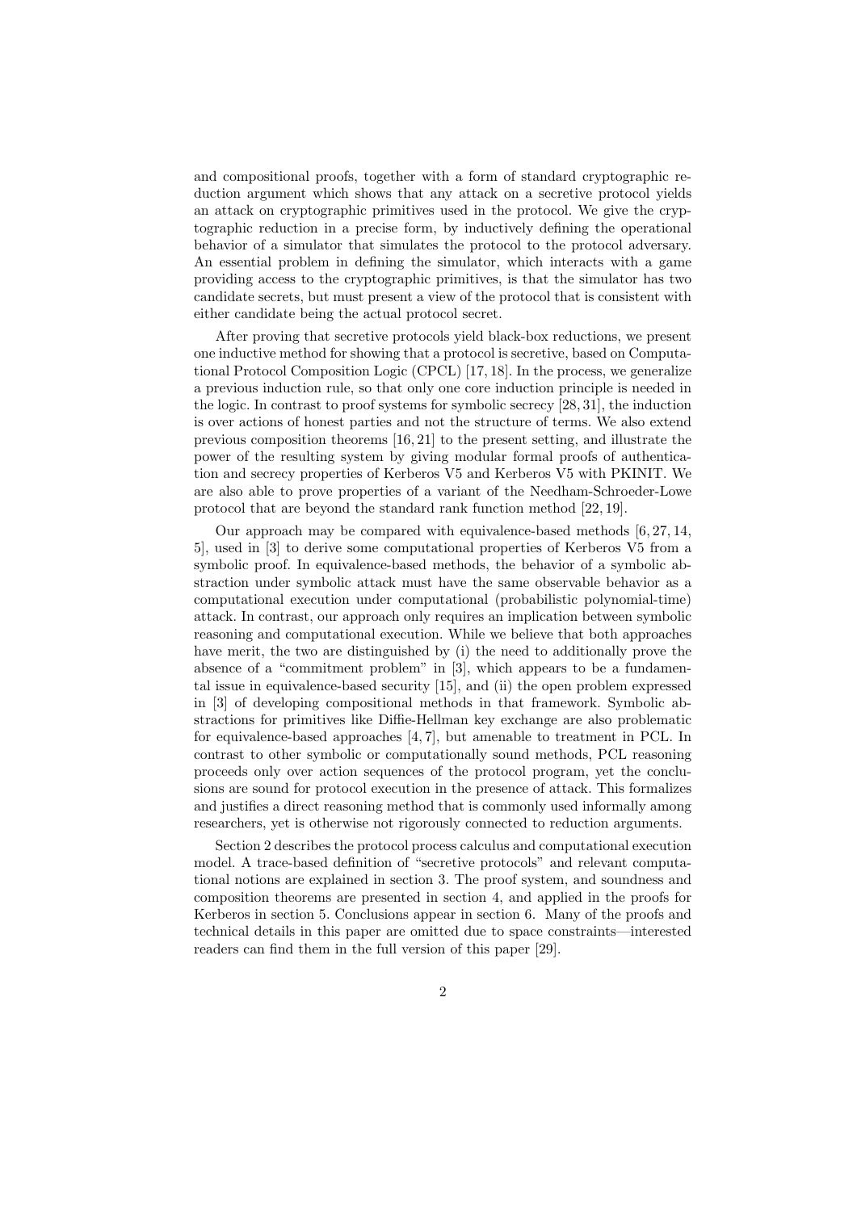and compositional proofs, together with a form of standard cryptographic reduction argument which shows that any attack on a secretive protocol yields an attack on cryptographic primitives used in the protocol. We give the cryptographic reduction in a precise form, by inductively defining the operational behavior of a simulator that simulates the protocol to the protocol adversary. An essential problem in defining the simulator, which interacts with a game providing access to the cryptographic primitives, is that the simulator has two candidate secrets, but must present a view of the protocol that is consistent with either candidate being the actual protocol secret.

After proving that secretive protocols yield black-box reductions, we present one inductive method for showing that a protocol is secretive, based on Computational Protocol Composition Logic (CPCL) [17, 18]. In the process, we generalize a previous induction rule, so that only one core induction principle is needed in the logic. In contrast to proof systems for symbolic secrecy [28, 31], the induction is over actions of honest parties and not the structure of terms. We also extend previous composition theorems [16, 21] to the present setting, and illustrate the power of the resulting system by giving modular formal proofs of authentication and secrecy properties of Kerberos V5 and Kerberos V5 with PKINIT. We are also able to prove properties of a variant of the Needham-Schroeder-Lowe protocol that are beyond the standard rank function method [22, 19].

Our approach may be compared with equivalence-based methods [6, 27, 14, 5], used in [3] to derive some computational properties of Kerberos V5 from a symbolic proof. In equivalence-based methods, the behavior of a symbolic abstraction under symbolic attack must have the same observable behavior as a computational execution under computational (probabilistic polynomial-time) attack. In contrast, our approach only requires an implication between symbolic reasoning and computational execution. While we believe that both approaches have merit, the two are distinguished by (i) the need to additionally prove the absence of a "commitment problem" in [3], which appears to be a fundamental issue in equivalence-based security [15], and (ii) the open problem expressed in [3] of developing compositional methods in that framework. Symbolic abstractions for primitives like Diffie-Hellman key exchange are also problematic for equivalence-based approaches [4, 7], but amenable to treatment in PCL. In contrast to other symbolic or computationally sound methods, PCL reasoning proceeds only over action sequences of the protocol program, yet the conclusions are sound for protocol execution in the presence of attack. This formalizes and justifies a direct reasoning method that is commonly used informally among researchers, yet is otherwise not rigorously connected to reduction arguments.

Section 2 describes the protocol process calculus and computational execution model. A trace-based definition of "secretive protocols" and relevant computational notions are explained in section 3. The proof system, and soundness and composition theorems are presented in section 4, and applied in the proofs for Kerberos in section 5. Conclusions appear in section 6. Many of the proofs and technical details in this paper are omitted due to space constraints—interested readers can find them in the full version of this paper [29].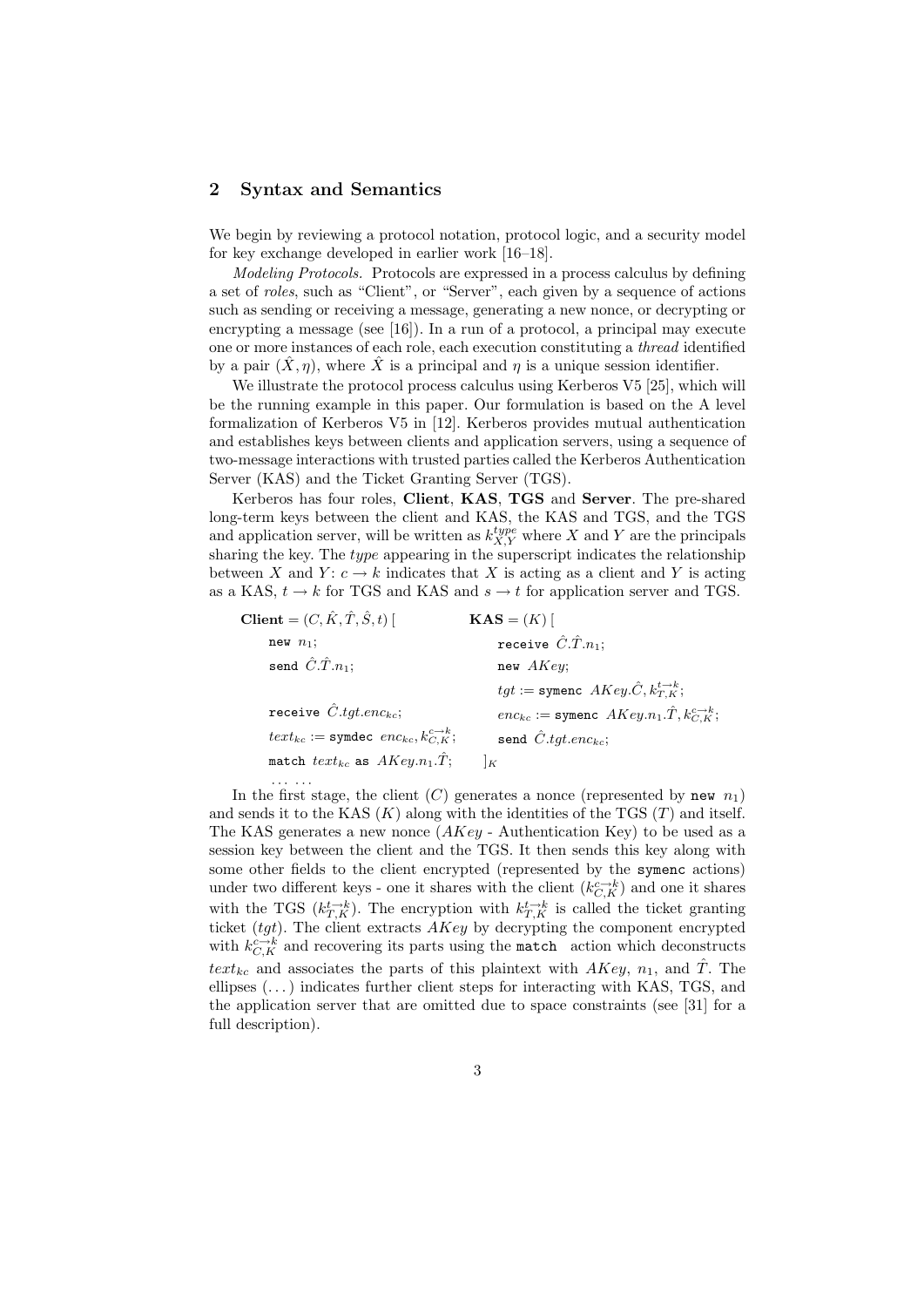## 2 Syntax and Semantics

We begin by reviewing a protocol notation, protocol logic, and a security model for key exchange developed in earlier work [16–18].

*Modeling Protocols.* Protocols are expressed in a process calculus by defining a set of *roles*, such as "Client", or "Server", each given by a sequence of actions such as sending or receiving a message, generating a new nonce, or decrypting or encrypting a message (see [16]). In a run of a protocol, a principal may execute one or more instances of each role, each execution constituting a *thread* identified by a pair $(\hat{X}, \eta)$, where $\hat{X}$ is a principal and $\eta$ is a unique session identifier.

We illustrate the protocol process calculus using Kerberos V5 [25], which will be the running example in this paper. Our formulation is based on the A level formalization of Kerberos V5 in [12]. Kerberos provides mutual authentication and establishes keys between clients and application servers, using a sequence of two-message interactions with trusted parties called the Kerberos Authentication Server (KAS) and the Ticket Granting Server (TGS).

Kerberos has four roles, **Client**, **KAS**, **TGS** and **Server**. The pre-shared long-term keys between the client and KAS, the KAS and TGS, and the TGS and application server, will be written as $k_{X,Y}^{type}$ where $X$ and $Y$ are the principals sharing the key. The *type* appearing in the superscript indicates the relationship between $X$ and $Y$: $c \rightarrow k$ indicates that $X$ is acting as a client and $Y$ is acting as a KAS, $t \rightarrow k$ for TGS and KAS and $s \rightarrow t$ for application server and TGS.

**Client** $= (C, \hat{K}, \hat{T}, \hat{S}, t)\ [$

- `new` $n_1$;
- `send` $\hat{C}.\hat{T}.n_1$;
- `receive` $\hat{C}.tgt.enc_{kc}$;
- $text_{kc} :=$ `symdec` $enc_{kc}, k_{C,K}^{c \rightarrow k}$;
- `match` $text_{kc}$ `as` $AKey.n_1.\hat{T}$;
- ... ...

**KAS** $= (K)\ [$

- `receive` $\hat{C}.\hat{T}.n_1$;
- `new` $AKey$;
- $tgt :=$ `symenc` $AKey.\hat{C}, k_{T,K}^{t \rightarrow k}$;
- $enc_{kc} :=$ `symenc` $AKey.n_1.\hat{T}, k_{C,K}^{c \rightarrow k}$;
- `send` $\hat{C}.tgt.enc_{kc}$;

$]_K$

In the first stage, the client ($C$) generates a nonce (represented by `new` $n_1$) and sends it to the KAS ($K$) along with the identities of the TGS ($T$) and itself. The KAS generates a new nonce ($AKey$ - Authentication Key) to be used as a session key between the client and the TGS. It then sends this key along with some other fields to the client encrypted (represented by the `symenc` actions) under two different keys - one it shares with the client ($k_{C,K}^{c \rightarrow k}$) and one it shares with the TGS ($k_{T,K}^{t \rightarrow k}$). The encryption with $k_{T,K}^{t \rightarrow k}$ is called the ticket granting ticket ($tgt$). The client extracts $AKey$ by decrypting the component encrypted with $k_{C,K}^{c \rightarrow k}$ and recovering its parts using the `match` action which deconstructs $text_{kc}$ and associates the parts of this plaintext with $AKey$, $n_1$, and $\hat{T}$. The ellipses (...) indicates further client steps for interacting with KAS, TGS, and the application server that are omitted due to space constraints (see [31] for a full description).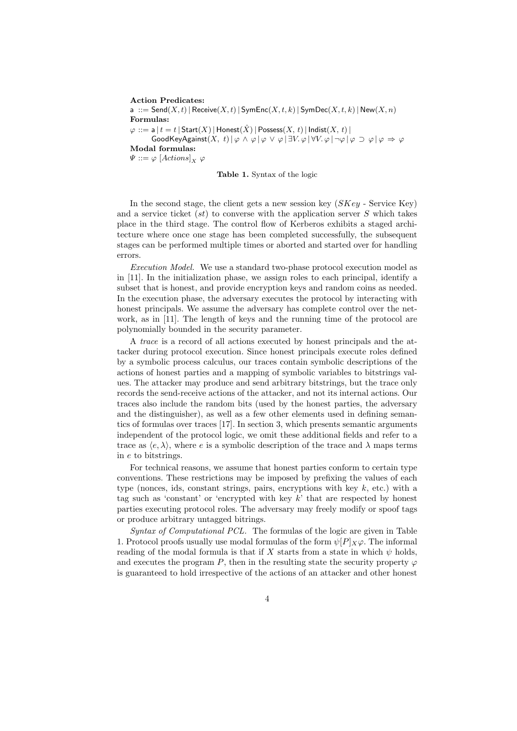**Action Predicates:**

$\mathsf{a} ::= \mathsf{Send}(X, t) \,|\, \mathsf{Receive}(X, t) \,|\, \mathsf{SymEnc}(X, t, k) \,|\, \mathsf{SymDec}(X, t, k) \,|\, \mathsf{New}(X, n)$

**Formulas:**

$\varphi ::= \mathsf{a} \,|\, t = t \,|\, \mathsf{Start}(X) \,|\, \mathsf{Honest}(\hat{X}) \,|\, \mathsf{Possess}(X,\ t) \,|\, \mathsf{Indist}(X,\ t) \,|$
$\quad \mathsf{GoodKeyAgainst}(X,\ t) \,|\, \varphi \wedge \varphi \,|\, \varphi \vee \varphi \,|\, \exists V.\, \varphi \,|\, \forall V.\, \varphi \,|\, \neg\varphi \,|\, \varphi \supset \varphi \,|\, \varphi \Rightarrow \varphi$

**Modal formulas:**

$\Psi ::= \varphi\ [Actions]_X\ \varphi$

**Table 1.** Syntax of the logic

In the second stage, the client gets a new session key ($SKey$ - Service Key) and a service ticket ($st$) to converse with the application server $S$ which takes place in the third stage. The control flow of Kerberos exhibits a staged architecture where once one stage has been completed successfully, the subsequent stages can be performed multiple times or aborted and started over for handling errors.

*Execution Model.* We use a standard two-phase protocol execution model as in [11]. In the initialization phase, we assign roles to each principal, identify a subset that is honest, and provide encryption keys and random coins as needed. In the execution phase, the adversary executes the protocol by interacting with honest principals. We assume the adversary has complete control over the network, as in [11]. The length of keys and the running time of the protocol are polynomially bounded in the security parameter.

A *trace* is a record of all actions executed by honest principals and the attacker during protocol execution. Since honest principals execute roles defined by a symbolic process calculus, our traces contain symbolic descriptions of the actions of honest parties and a mapping of symbolic variables to bitstrings values. The attacker may produce and send arbitrary bitstrings, but the trace only records the send-receive actions of the attacker, and not its internal actions. Our traces also include the random bits (used by the honest parties, the adversary and the distinguisher), as well as a few other elements used in defining semantics of formulas over traces [17]. In section 3, which presents semantic arguments independent of the protocol logic, we omit these additional fields and refer to a trace as $\langle e, \lambda \rangle$, where $e$ is a symbolic description of the trace and $\lambda$ maps terms in $e$ to bitstrings.

For technical reasons, we assume that honest parties conform to certain type conventions. These restrictions may be imposed by prefixing the values of each type (nonces, ids, constant strings, pairs, encryptions with key $k$, etc.) with a tag such as 'constant' or 'encrypted with key $k$' that are respected by honest parties executing protocol roles. The adversary may freely modify or spoof tags or produce arbitrary untagged bitrings.

*Syntax of Computational PCL.* The formulas of the logic are given in Table 1. Protocol proofs usually use modal formulas of the form $\psi[P]_X\varphi$. The informal reading of the modal formula is that if $X$ starts from a state in which $\psi$ holds, and executes the program $P$, then in the resulting state the security property $\varphi$ is guaranteed to hold irrespective of the actions of an attacker and other honest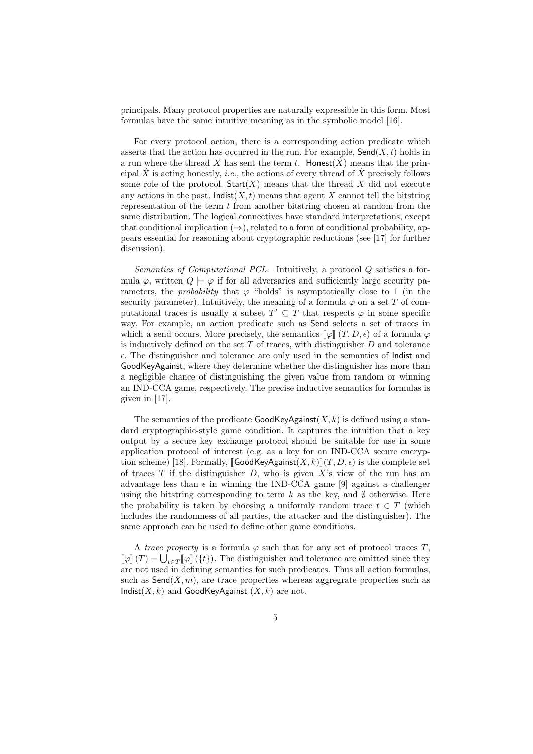principals. Many protocol properties are naturally expressible in this form. Most formulas have the same intuitive meaning as in the symbolic model [16].

For every protocol action, there is a corresponding action predicate which asserts that the action has occurred in the run. For example, $\mathsf{Send}(X, t)$ holds in a run where the thread $X$ has sent the term $t$. $\mathsf{Honest}(\hat{X})$ means that the principal $\hat{X}$ is acting honestly, *i.e.,* the actions of every thread of $\hat{X}$ precisely follows some role of the protocol. $\mathsf{Start}(X)$ means that the thread $X$ did not execute any actions in the past. $\mathsf{Indist}(X, t)$ means that agent $X$ cannot tell the bitstring representation of the term $t$ from another bitstring chosen at random from the same distribution. The logical connectives have standard interpretations, except that conditional implication ($\Rightarrow$), related to a form of conditional probability, appears essential for reasoning about cryptographic reductions (see [17] for further discussion).

*Semantics of Computational PCL.* Intuitively, a protocol $Q$ satisfies a formula $\varphi$, written $Q \models \varphi$ if for all adversaries and sufficiently large security parameters, the *probability* that $\varphi$ "holds" is asymptotically close to 1 (in the security parameter). Intuitively, the meaning of a formula $\varphi$ on a set $T$ of computational traces is usually a subset $T' \subseteq T$ that respects $\varphi$ in some specific way. For example, an action predicate such as $\mathsf{Send}$ selects a set of traces in which a send occurs. More precisely, the semantics $[\![\varphi]\!]\,(T, D, \epsilon)$ of a formula $\varphi$ is inductively defined on the set $T$ of traces, with distinguisher $D$ and tolerance $\epsilon$. The distinguisher and tolerance are only used in the semantics of $\mathsf{Indist}$ and $\mathsf{GoodKeyAgainst}$, where they determine whether the distinguisher has more than a negligible chance of distinguishing the given value from random or winning an IND-CCA game, respectively. The precise inductive semantics for formulas is given in [17].

The semantics of the predicate $\mathsf{GoodKeyAgainst}(X, k)$ is defined using a standard cryptographic-style game condition. It captures the intuition that a key output by a secure key exchange protocol should be suitable for use in some application protocol of interest (e.g. as a key for an IND-CCA secure encryption scheme) [18]. Formally, $[\![\mathsf{GoodKeyAgainst}(X, k)]\!](T, D, \epsilon)$ is the complete set of traces $T$ if the distinguisher $D$, who is given $X$'s view of the run has an advantage less than $\epsilon$ in winning the IND-CCA game [9] against a challenger using the bitstring corresponding to term $k$ as the key, and $\emptyset$ otherwise. Here the probability is taken by choosing a uniformly random trace $t \in T$ (which includes the randomness of all parties, the attacker and the distinguisher). The same approach can be used to define other game conditions.

A *trace property* is a formula $\varphi$ such that for any set of protocol traces $T$, $[\![\varphi]\!]\,(T) = \bigcup_{t \in T} [\![\varphi]\!]\,(\{t\})$. The distinguisher and tolerance are omitted since they are not used in defining semantics for such predicates. Thus all action formulas, such as $\mathsf{Send}(X, m)$, are trace properties whereas aggregrate properties such as $\mathsf{Indist}(X, k)$ and $\mathsf{GoodKeyAgainst}\ (X, k)$ are not.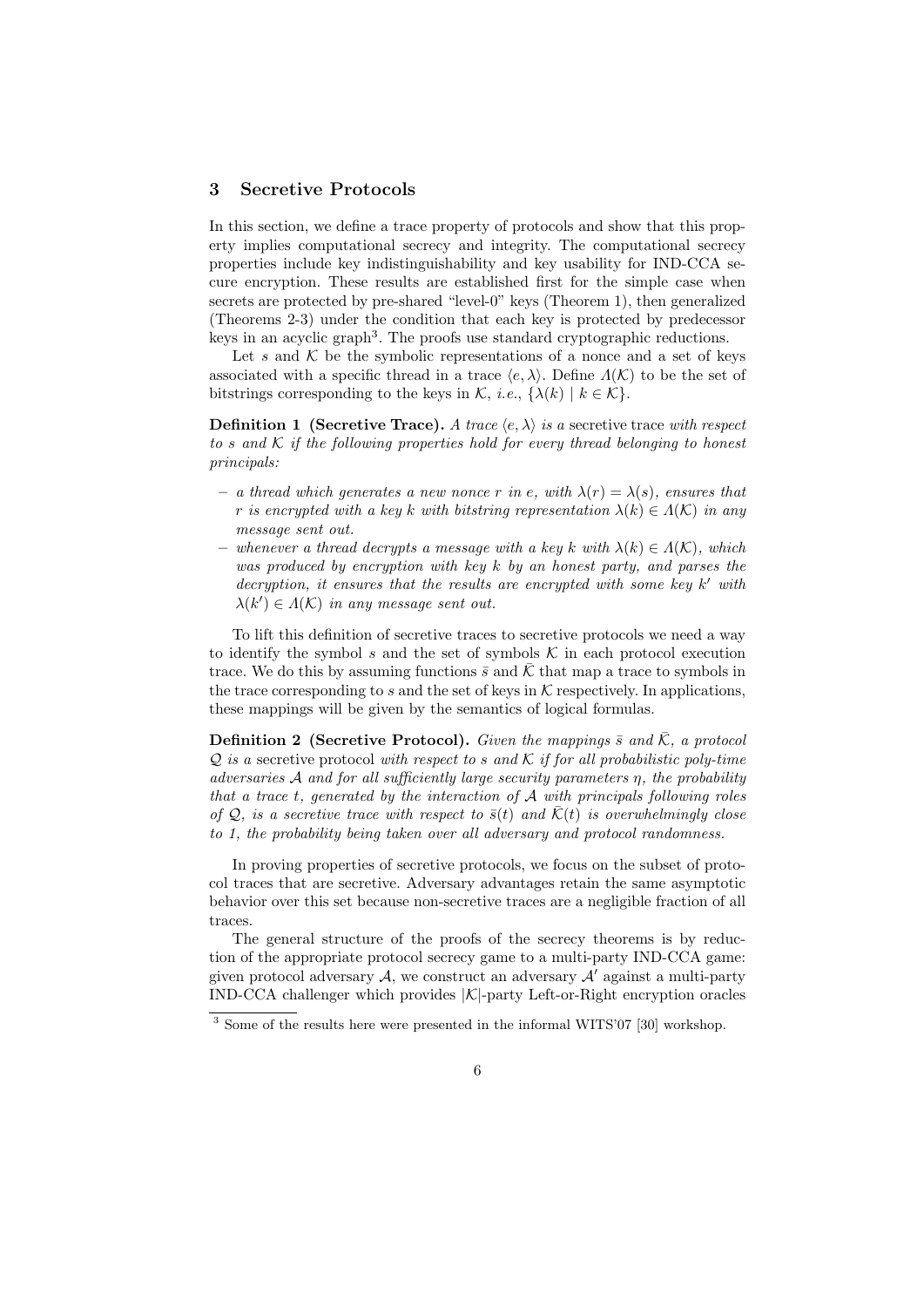## 3 Secretive Protocols

In this section, we define a trace property of protocols and show that this property implies computational secrecy and integrity. The computational secrecy properties include key indistinguishability and key usability for IND-CCA secure encryption. These results are established first for the simple case when secrets are protected by pre-shared "level-0" keys (Theorem 1), then generalized (Theorems 2-3) under the condition that each key is protected by predecessor keys in an acyclic graph[3]. The proofs use standard cryptographic reductions.

Let $s$ and $\mathcal{K}$ be the symbolic representations of a nonce and a set of keys associated with a specific thread in a trace $\langle e, \lambda \rangle$. Define $\Lambda(\mathcal{K})$ to be the set of bitstrings corresponding to the keys in $\mathcal{K}$, *i.e.*, $\{\lambda(k) \mid k \in \mathcal{K}\}$.

**Definition 1 (Secretive Trace).** *A trace $\langle e, \lambda \rangle$ is a* secretive trace *with respect to $s$ and $\mathcal{K}$ if the following properties hold for every thread belonging to honest principals:*

- *a thread which generates a new nonce $r$ in $e$, with $\lambda(r) = \lambda(s)$, ensures that $r$ is encrypted with a key $k$ with bitstring representation $\lambda(k) \in \Lambda(\mathcal{K})$ in any message sent out.*
- *whenever a thread decrypts a message with a key $k$ with $\lambda(k) \in \Lambda(\mathcal{K})$, which was produced by encryption with key $k$ by an honest party, and parses the decryption, it ensures that the results are encrypted with some key $k'$ with $\lambda(k') \in \Lambda(\mathcal{K})$ in any message sent out.*

To lift this definition of secretive traces to secretive protocols we need a way to identify the symbol $s$ and the set of symbols $\mathcal{K}$ in each protocol execution trace. We do this by assuming functions $\bar{s}$ and $\bar{\mathcal{K}}$ that map a trace to symbols in the trace corresponding to $s$ and the set of keys in $\mathcal{K}$ respectively. In applications, these mappings will be given by the semantics of logical formulas.

**Definition 2 (Secretive Protocol).** *Given the mappings $\bar{s}$ and $\bar{\mathcal{K}}$, a protocol $\mathcal{Q}$ is a* secretive protocol *with respect to $s$ and $\mathcal{K}$ if for all probabilistic poly-time adversaries $\mathcal{A}$ and for all sufficiently large security parameters $\eta$, the probability that a trace $t$, generated by the interaction of $\mathcal{A}$ with principals following roles of $\mathcal{Q}$, is a secretive trace with respect to $\bar{s}(t)$ and $\bar{\mathcal{K}}(t)$ is overwhelmingly close to 1, the probability being taken over all adversary and protocol randomness.*

In proving properties of secretive protocols, we focus on the subset of protocol traces that are secretive. Adversary advantages retain the same asymptotic behavior over this set because non-secretive traces are a negligible fraction of all traces.

The general structure of the proofs of the secrecy theorems is by reduction of the appropriate protocol secrecy game to a multi-party IND-CCA game: given protocol adversary $\mathcal{A}$, we construct an adversary $\mathcal{A}'$ against a multi-party IND-CCA challenger which provides $|\mathcal{K}|$-party Left-or-Right encryption oracles

[3] Some of the results here were presented in the informal WITS'07 [30] workshop.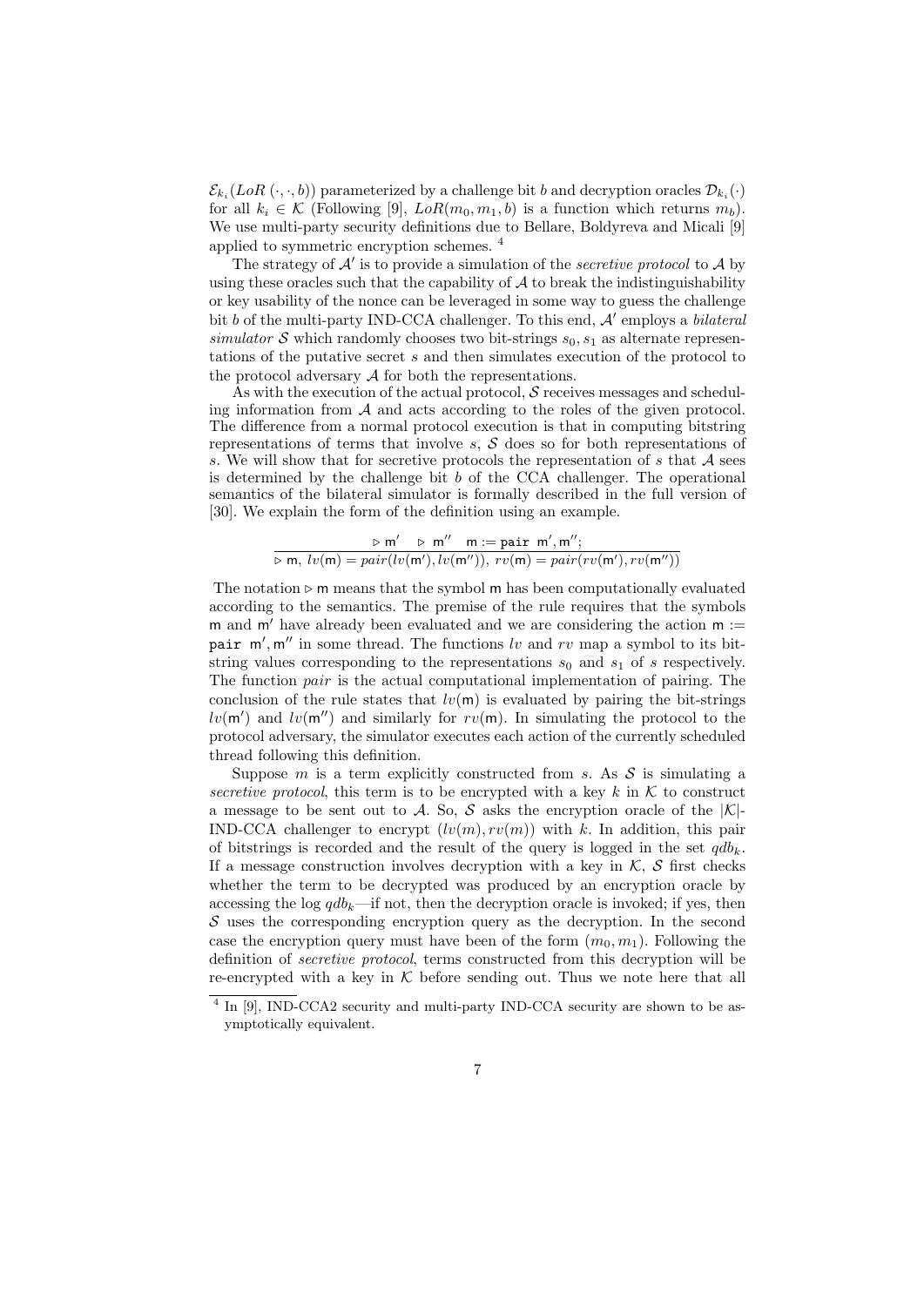$\mathcal{E}_{k_i}(LoR(\cdot,\cdot,b))$ parameterized by a challenge bit $b$ and decryption oracles $\mathcal{D}_{k_i}(\cdot)$ for all $k_i \in \mathcal{K}$ (Following [9], $LoR(m_0, m_1, b)$ is a function which returns $m_b$). We use multi-party security definitions due to Bellare, Boldyreva and Micali [9] applied to symmetric encryption schemes. [4]

The strategy of $\mathcal{A}'$ is to provide a simulation of the *secretive protocol* to $\mathcal{A}$ by using these oracles such that the capability of $\mathcal{A}$ to break the indistinguishability or key usability of the nonce can be leveraged in some way to guess the challenge bit $b$ of the multi-party IND-CCA challenger. To this end, $\mathcal{A}'$ employs a *bilateral simulator* $\mathcal{S}$ which randomly chooses two bit-strings $s_0, s_1$ as alternate representations of the putative secret $s$ and then simulates execution of the protocol to the protocol adversary $\mathcal{A}$ for both the representations.

As with the execution of the actual protocol, $\mathcal{S}$ receives messages and scheduling information from $\mathcal{A}$ and acts according to the roles of the given protocol. The difference from a normal protocol execution is that in computing bitstring representations of terms that involve $s$, $\mathcal{S}$ does so for both representations of $s$. We will show that for secretive protocols the representation of $s$ that $\mathcal{A}$ sees is determined by the challenge bit $b$ of the CCA challenger. The operational semantics of the bilateral simulator is formally described in the full version of [30]. We explain the form of the definition using an example.

$$\frac{\triangleright \mathsf{m}' \quad \triangleright \mathsf{m}'' \quad \mathsf{m} := \mathtt{pair}\ \mathsf{m}', \mathsf{m}'';}{\triangleright \mathsf{m},\ lv(\mathsf{m}) = pair(lv(\mathsf{m}'), lv(\mathsf{m}'')),\ rv(\mathsf{m}) = pair(rv(\mathsf{m}'), rv(\mathsf{m}''))}$$

The notation $\triangleright \mathsf{m}$ means that the symbol $\mathsf{m}$ has been computationally evaluated according to the semantics. The premise of the rule requires that the symbols $\mathsf{m}$ and $\mathsf{m}'$ have already been evaluated and we are considering the action $\mathsf{m} := \mathtt{pair}\ \mathsf{m}', \mathsf{m}''$ in some thread. The functions $lv$ and $rv$ map a symbol to its bitstring values corresponding to the representations $s_0$ and $s_1$ of $s$ respectively. The function $pair$ is the actual computational implementation of pairing. The conclusion of the rule states that $lv(\mathsf{m})$ is evaluated by pairing the bit-strings $lv(\mathsf{m}')$ and $lv(\mathsf{m}'')$ and similarly for $rv(\mathsf{m})$. In simulating the protocol to the protocol adversary, the simulator executes each action of the currently scheduled thread following this definition.

Suppose $m$ is a term explicitly constructed from $s$. As $\mathcal{S}$ is simulating a *secretive protocol*, this term is to be encrypted with a key $k$ in $\mathcal{K}$ to construct a message to be sent out to $\mathcal{A}$. So, $\mathcal{S}$ asks the encryption oracle of the $|\mathcal{K}|$-IND-CCA challenger to encrypt $(lv(m), rv(m))$ with $k$. In addition, this pair of bitstrings is recorded and the result of the query is logged in the set $qdb_k$. If a message construction involves decryption with a key in $\mathcal{K}$, $\mathcal{S}$ first checks whether the term to be decrypted was produced by an encryption oracle by accessing the log $qdb_k$—if not, then the decryption oracle is invoked; if yes, then $\mathcal{S}$ uses the corresponding encryption query as the decryption. In the second case the encryption query must have been of the form $(m_0, m_1)$. Following the definition of *secretive protocol*, terms constructed from this decryption will be re-encrypted with a key in $\mathcal{K}$ before sending out. Thus we note here that all

[4] In [9], IND-CCA2 security and multi-party IND-CCA security are shown to be asymptotically equivalent.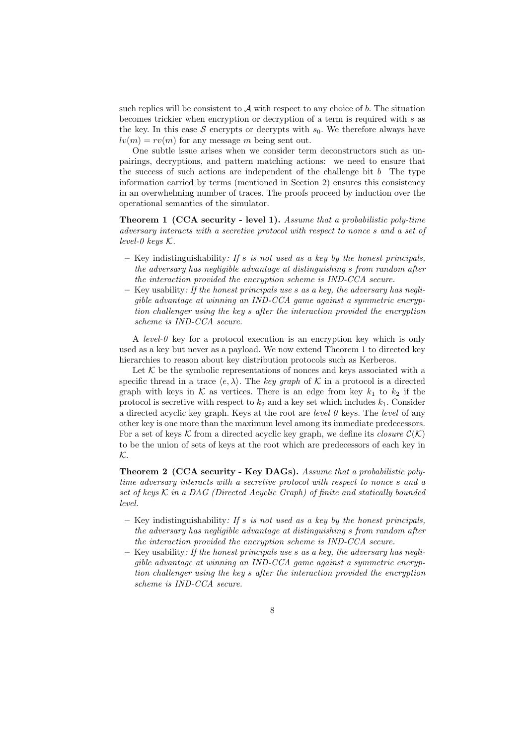such replies will be consistent to $\mathcal{A}$ with respect to any choice of $b$. The situation becomes trickier when encryption or decryption of a term is required with $s$ as the key. In this case $\mathcal{S}$ encrypts or decrypts with $s_0$. We therefore always have $lv(m) = rv(m)$ for any message $m$ being sent out.

One subtle issue arises when we consider term deconstructors such as unpairings, decryptions, and pattern matching actions: we need to ensure that the success of such actions are independent of the challenge bit $b$ The type information carried by terms (mentioned in Section 2) ensures this consistency in an overwhelming number of traces. The proofs proceed by induction over the operational semantics of the simulator.

**Theorem 1 (CCA security - level 1).** *Assume that a probabilistic poly-time adversary interacts with a secretive protocol with respect to nonce s and a set of level-0 keys $\mathcal{K}$.*

- Key indistinguishability*: If s is not used as a key by the honest principals, the adversary has negligible advantage at distinguishing s from random after the interaction provided the encryption scheme is IND-CCA secure.*
- Key usability*: If the honest principals use s as a key, the adversary has negligible advantage at winning an IND-CCA game against a symmetric encryption challenger using the key s after the interaction provided the encryption scheme is IND-CCA secure.*

A *level-0* key for a protocol execution is an encryption key which is only used as a key but never as a payload. We now extend Theorem 1 to directed key hierarchies to reason about key distribution protocols such as Kerberos.

Let $\mathcal{K}$ be the symbolic representations of nonces and keys associated with a specific thread in a trace $\langle e, \lambda \rangle$. The *key graph* of $\mathcal{K}$ in a protocol is a directed graph with keys in $\mathcal{K}$ as vertices. There is an edge from key $k_1$ to $k_2$ if the protocol is secretive with respect to $k_2$ and a key set which includes $k_1$. Consider a directed acyclic key graph. Keys at the root are *level 0* keys. The *level* of any other key is one more than the maximum level among its immediate predecessors. For a set of keys $\mathcal{K}$ from a directed acyclic key graph, we define its *closure* $\mathcal{C}(\mathcal{K})$ to be the union of sets of keys at the root which are predecessors of each key in $\mathcal{K}$.

**Theorem 2 (CCA security - Key DAGs).** *Assume that a probabilistic poly-time adversary interacts with a secretive protocol with respect to nonce s and a set of keys $\mathcal{K}$ in a DAG (Directed Acyclic Graph) of finite and statically bounded level.*

- Key indistinguishability*: If s is not used as a key by the honest principals, the adversary has negligible advantage at distinguishing s from random after the interaction provided the encryption scheme is IND-CCA secure.*
- Key usability*: If the honest principals use s as a key, the adversary has negligible advantage at winning an IND-CCA game against a symmetric encryption challenger using the key s after the interaction provided the encryption scheme is IND-CCA secure.*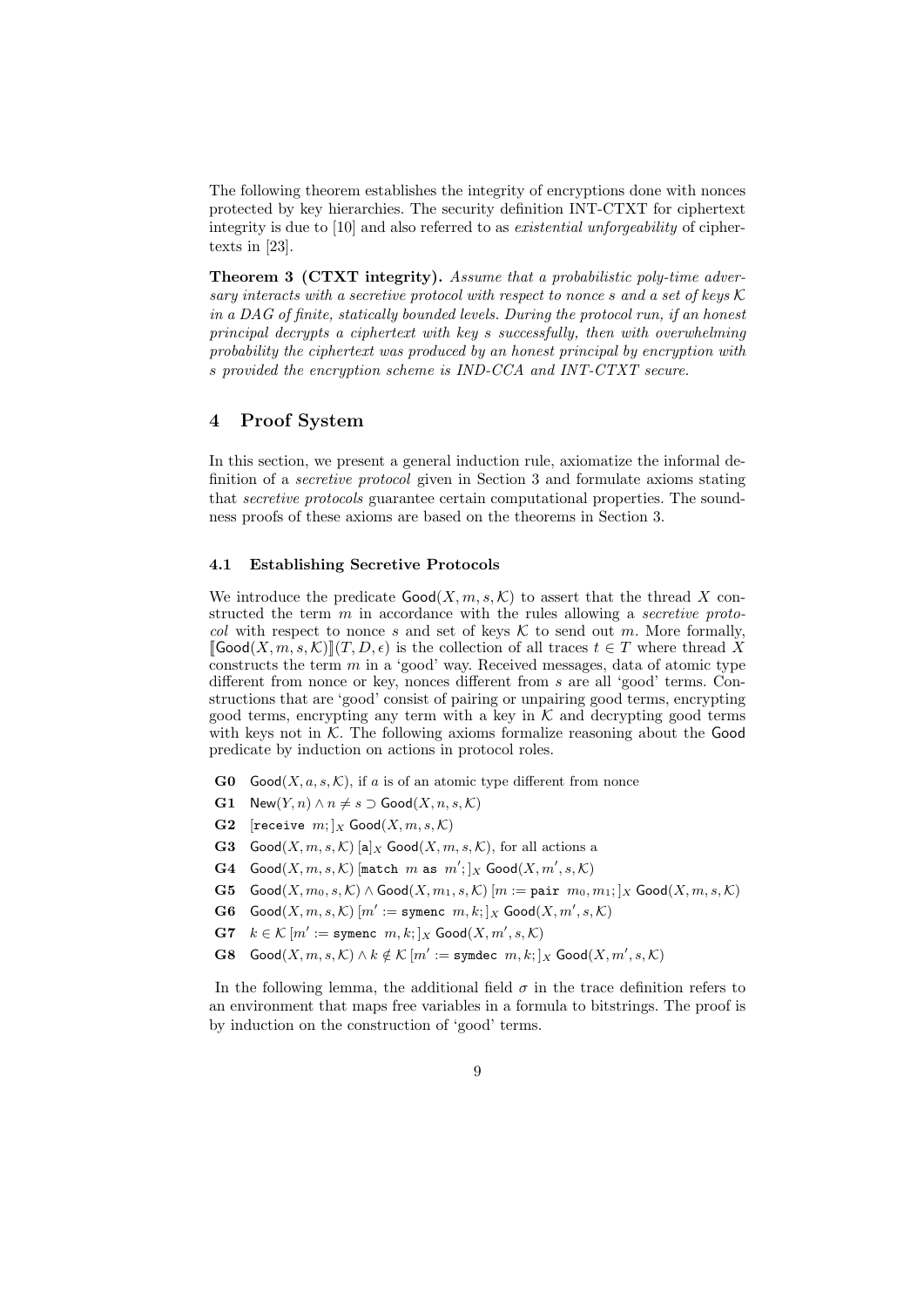The following theorem establishes the integrity of encryptions done with nonces protected by key hierarchies. The security definition INT-CTXT for ciphertext integrity is due to [10] and also referred to as *existential unforgeability* of ciphertexts in [23].

**Theorem 3 (CTXT integrity).** *Assume that a probabilistic poly-time adversary interacts with a secretive protocol with respect to nonce s and a set of keys $\mathcal{K}$ in a DAG of finite, statically bounded levels. During the protocol run, if an honest principal decrypts a ciphertext with key s successfully, then with overwhelming probability the ciphertext was produced by an honest principal by encryption with s provided the encryption scheme is IND-CCA and INT-CTXT secure.*

## 4 Proof System

In this section, we present a general induction rule, axiomatize the informal definition of a *secretive protocol* given in Section 3 and formulate axioms stating that *secretive protocols* guarantee certain computational properties. The soundness proofs of these axioms are based on the theorems in Section 3.

### 4.1 Establishing Secretive Protocols

We introduce the predicate $\mathsf{Good}(X, m, s, \mathcal{K})$ to assert that the thread $X$ constructed the term $m$ in accordance with the rules allowing a *secretive protocol* with respect to nonce $s$ and set of keys $\mathcal{K}$ to send out $m$. More formally, $[\![\mathsf{Good}(X, m, s, \mathcal{K})]\!](T, D, \epsilon)$ is the collection of all traces $t \in T$ where thread $X$ constructs the term $m$ in a 'good' way. Received messages, data of atomic type different from nonce or key, nonces different from $s$ are all 'good' terms. Constructions that are 'good' consist of pairing or unpairing good terms, encrypting good terms, encrypting any term with a key in $\mathcal{K}$ and decrypting good terms with keys not in $\mathcal{K}$. The following axioms formalize reasoning about the Good predicate by induction on actions in protocol roles.

- **G0** $\mathsf{Good}(X, a, s, \mathcal{K})$, if $a$ is of an atomic type different from nonce
- **G1** $\mathsf{New}(Y, n) \wedge n \neq s \supset \mathsf{Good}(X, n, s, \mathcal{K})$
- **G2** $[\mathtt{receive}\ m;]_X\ \mathsf{Good}(X, m, s, \mathcal{K})$
- **G3** $\mathsf{Good}(X, m, s, \mathcal{K})\ [\mathsf{a}]_X\ \mathsf{Good}(X, m, s, \mathcal{K})$, for all actions a
- **G4** $\mathsf{Good}(X, m, s, \mathcal{K})\ [\mathtt{match}\ m\ \mathtt{as}\ m';]_X\ \mathsf{Good}(X, m', s, \mathcal{K})$
- **G5** $\mathsf{Good}(X, m_0, s, \mathcal{K}) \wedge \mathsf{Good}(X, m_1, s, \mathcal{K})\ [m := \mathtt{pair}\ m_0, m_1;]_X\ \mathsf{Good}(X, m, s, \mathcal{K})$
- **G6** $\mathsf{Good}(X, m, s, \mathcal{K})\ [m' := \mathtt{symenc}\ m, k;]_X\ \mathsf{Good}(X, m', s, \mathcal{K})$
- **G7** $k \in \mathcal{K}\ [m' := \mathtt{symenc}\ m, k;]_X\ \mathsf{Good}(X, m', s, \mathcal{K})$
- **G8** $\mathsf{Good}(X, m, s, \mathcal{K}) \wedge k \notin \mathcal{K}\ [m' := \mathtt{symdec}\ m, k;]_X\ \mathsf{Good}(X, m', s, \mathcal{K})$

In the following lemma, the additional field $\sigma$ in the trace definition refers to an environment that maps free variables in a formula to bitstrings. The proof is by induction on the construction of 'good' terms.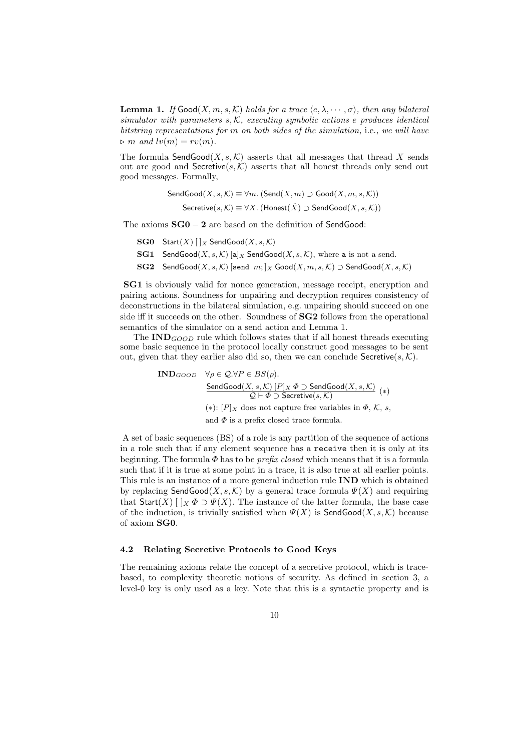**Lemma 1.** *If* $\mathsf{Good}(X, m, s, \mathcal{K})$ *holds for a trace* $\langle e, \lambda, \cdots, \sigma\rangle$*, then any bilateral simulator with parameters* $s, \mathcal{K}$*, executing symbolic actions* $e$ *produces identical bitstring representations for* $m$ *on both sides of the simulation,* i.e.*, we will have* $\triangleright\, m$ *and* $lv(m) = rv(m)$*.*

The formula $\mathsf{SendGood}(X, s, \mathcal{K})$ asserts that all messages that thread $X$ sends out are good and $\mathsf{Secretive}(s, \mathcal{K})$ asserts that all honest threads only send out good messages. Formally,

$$\mathsf{SendGood}(X, s, \mathcal{K}) \equiv \forall m.\ (\mathsf{Send}(X, m) \supset \mathsf{Good}(X, m, s, \mathcal{K}))$$

$$\mathsf{Secretive}(s, \mathcal{K}) \equiv \forall X.\ (\mathsf{Honest}(\hat{X}) \supset \mathsf{SendGood}(X, s, \mathcal{K}))$$

The axioms **SG0 − 2** are based on the definition of SendGood:

**SG0** $\mathsf{Start}(X)\ [\,]_X\ \mathsf{SendGood}(X, s, \mathcal{K})$

**SG1** $\mathsf{SendGood}(X, s, \mathcal{K})\ [\mathtt{a}]_X\ \mathsf{SendGood}(X, s, \mathcal{K})$, where $\mathtt{a}$ is not a send.

**SG2** $\mathsf{SendGood}(X, s, \mathcal{K})\ [\mathtt{send}\ m;]_X\ \mathsf{Good}(X, m, s, \mathcal{K}) \supset \mathsf{SendGood}(X, s, \mathcal{K})$

**SG1** is obviously valid for nonce generation, message receipt, encryption and pairing actions. Soundness for unpairing and decryption requires consistency of deconstructions in the bilateral simulation, e.g. unpairing should succeed on one side iff it succeeds on the other. Soundness of **SG2** follows from the operational semantics of the simulator on a send action and Lemma 1.

The $\mathbf{IND}_{GOOD}$ rule which follows states that if all honest threads executing some basic sequence in the protocol locally construct good messages to be sent out, given that they earlier also did so, then we can conclude $\mathsf{Secretive}(s, \mathcal{K})$.

$$\mathbf{IND}_{GOOD}\quad \forall \rho \in \mathcal{Q}. \forall P \in BS(\rho).\quad \frac{\mathsf{SendGood}(X, s, \mathcal{K})\ [P]_X\ \Phi \supset \mathsf{SendGood}(X, s, \mathcal{K})}{\mathcal{Q} \vdash \Phi \supset \mathsf{Secretive}(s, \mathcal{K})}\ (*)$$

$(*)$: $[P]_X$ does not capture free variables in $\Phi$, $\mathcal{K}$, $s$, and $\Phi$ is a prefix closed trace formula.

A set of basic sequences (BS) of a role is any partition of the sequence of actions in a role such that if any element sequence has a `receive` then it is only at its beginning. The formula $\Phi$ has to be *prefix closed* which means that it is a formula such that if it is true at some point in a trace, it is also true at all earlier points. This rule is an instance of a more general induction rule **IND** which is obtained by replacing $\mathsf{SendGood}(X, s, \mathcal{K})$ by a general trace formula $\Psi(X)$ and requiring that $\mathsf{Start}(X)\ [\,]_X\ \Phi \supset \Psi(X)$. The instance of the latter formula, the base case of the induction, is trivially satisfied when $\Psi(X)$ is $\mathsf{SendGood}(X, s, \mathcal{K})$ because of axiom **SG0**.

### 4.2 Relating Secretive Protocols to Good Keys

The remaining axioms relate the concept of a secretive protocol, which is trace-based, to complexity theoretic notions of security. As defined in section 3, a level-0 key is only used as a key. Note that this is a syntactic property and is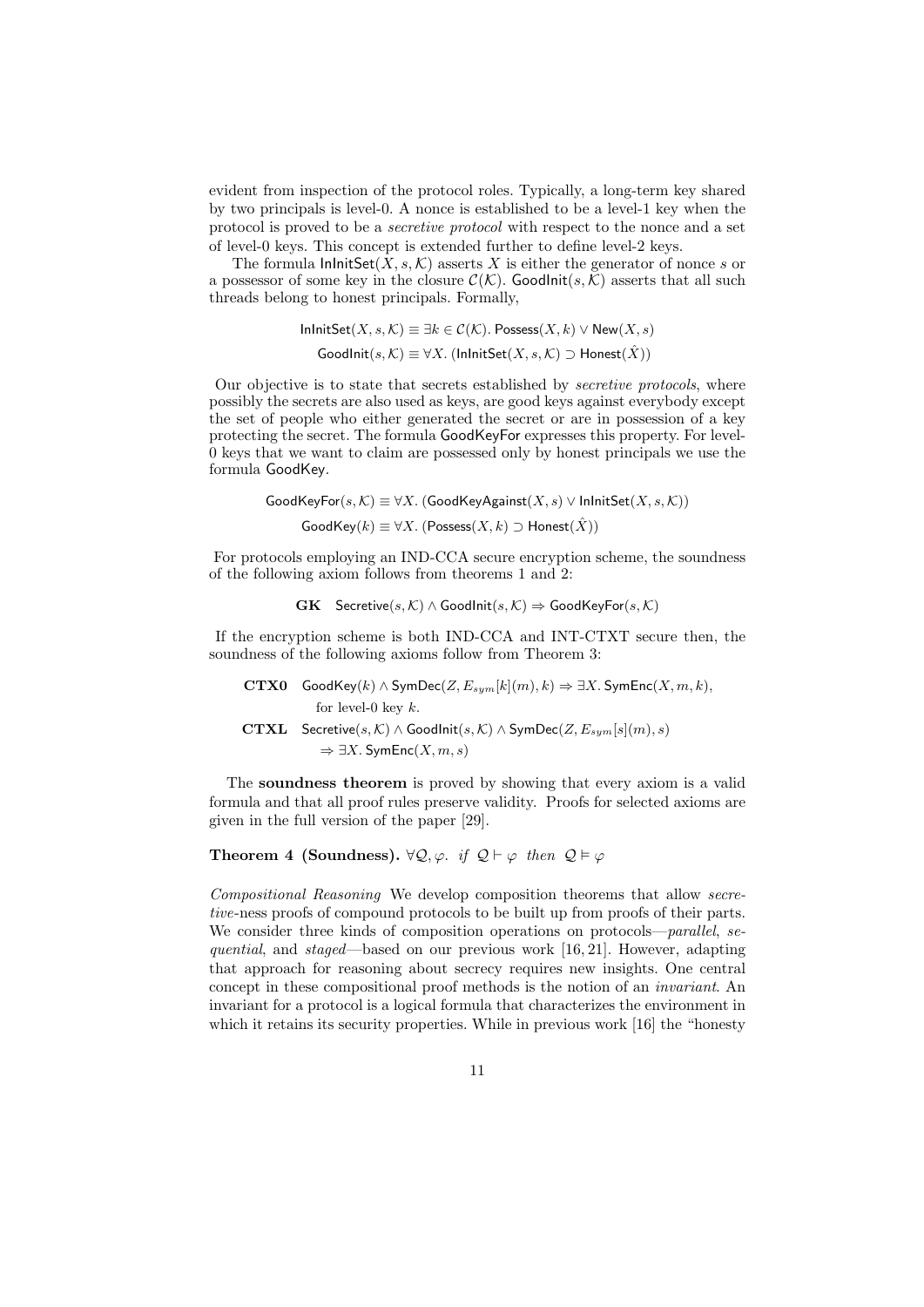evident from inspection of the protocol roles. Typically, a long-term key shared by two principals is level-0. A nonce is established to be a level-1 key when the protocol is proved to be a *secretive protocol* with respect to the nonce and a set of level-0 keys. This concept is extended further to define level-2 keys.

The formula $\mathsf{InInitSet}(X, s, \mathcal{K})$ asserts $X$ is either the generator of nonce $s$ or a possessor of some key in the closure $\mathcal{C}(\mathcal{K})$. $\mathsf{GoodInit}(s, \mathcal{K})$ asserts that all such threads belong to honest principals. Formally,

$$\mathsf{InInitSet}(X, s, \mathcal{K}) \equiv \exists k \in \mathcal{C}(\mathcal{K}).\ \mathsf{Possess}(X, k) \lor \mathsf{New}(X, s)$$

$$\mathsf{GoodInit}(s, \mathcal{K}) \equiv \forall X.\ (\mathsf{InInitSet}(X, s, \mathcal{K}) \supset \mathsf{Honest}(\hat{X}))$$

Our objective is to state that secrets established by *secretive protocols*, where possibly the secrets are also used as keys, are good keys against everybody except the set of people who either generated the secret or are in possession of a key protecting the secret. The formula $\mathsf{GoodKeyFor}$ expresses this property. For level-0 keys that we want to claim are possessed only by honest principals we use the formula $\mathsf{GoodKey}$.

$$\mathsf{GoodKeyFor}(s, \mathcal{K}) \equiv \forall X.\ (\mathsf{GoodKeyAgainst}(X, s) \lor \mathsf{InInitSet}(X, s, \mathcal{K}))$$

$$\mathsf{GoodKey}(k) \equiv \forall X.\ (\mathsf{Possess}(X, k) \supset \mathsf{Honest}(\hat{X}))$$

For protocols employing an IND-CCA secure encryption scheme, the soundness of the following axiom follows from theorems 1 and 2:

$$\textbf{GK}\quad \mathsf{Secretive}(s, \mathcal{K}) \land \mathsf{GoodInit}(s, \mathcal{K}) \Rightarrow \mathsf{GoodKeyFor}(s, \mathcal{K})$$

If the encryption scheme is both IND-CCA and INT-CTXT secure then, the soundness of the following axioms follow from Theorem 3:

$$\textbf{CTX0}\quad \mathsf{GoodKey}(k) \land \mathsf{SymDec}(Z, E_{sym}[k](m), k) \Rightarrow \exists X.\ \mathsf{SymEnc}(X, m, k),$$
for level-0 key $k$.

$$\textbf{CTXL}\quad \mathsf{Secretive}(s, \mathcal{K}) \land \mathsf{GoodInit}(s, \mathcal{K}) \land \mathsf{SymDec}(Z, E_{sym}[s](m), s) \Rightarrow \exists X.\ \mathsf{SymEnc}(X, m, s)$$

The **soundness theorem** is proved by showing that every axiom is a valid formula and that all proof rules preserve validity. Proofs for selected axioms are given in the full version of the paper [29].

**Theorem 4 (Soundness).** *$\forall \mathcal{Q}, \varphi.$ if $\mathcal{Q} \vdash \varphi$ then $\mathcal{Q} \models \varphi$*

*Compositional Reasoning* We develop composition theorems that allow *secretive*-ness proofs of compound protocols to be built up from proofs of their parts. We consider three kinds of composition operations on protocols—*parallel*, *sequential*, and *staged*—based on our previous work [16, 21]. However, adapting that approach for reasoning about secrecy requires new insights. One central concept in these compositional proof methods is the notion of an *invariant*. An invariant for a protocol is a logical formula that characterizes the environment in which it retains its security properties. While in previous work [16] the "honesty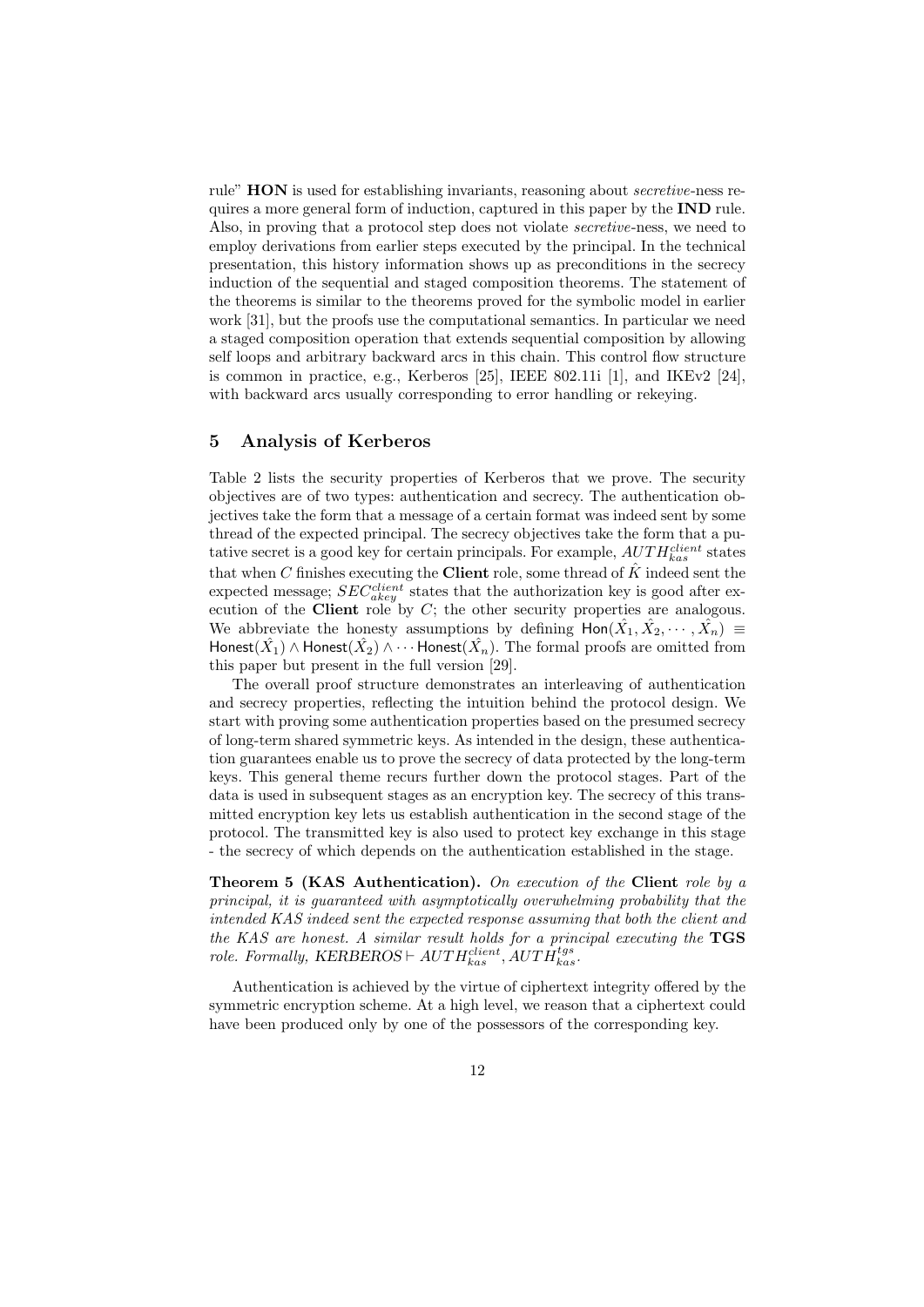rule" **HON** is used for establishing invariants, reasoning about *secretive*-ness requires a more general form of induction, captured in this paper by the **IND** rule. Also, in proving that a protocol step does not violate *secretive*-ness, we need to employ derivations from earlier steps executed by the principal. In the technical presentation, this history information shows up as preconditions in the secrecy induction of the sequential and staged composition theorems. The statement of the theorems is similar to the theorems proved for the symbolic model in earlier work [31], but the proofs use the computational semantics. In particular we need a staged composition operation that extends sequential composition by allowing self loops and arbitrary backward arcs in this chain. This control flow structure is common in practice, e.g., Kerberos [25], IEEE 802.11i [1], and IKEv2 [24], with backward arcs usually corresponding to error handling or rekeying.

## 5 Analysis of Kerberos

Table 2 lists the security properties of Kerberos that we prove. The security objectives are of two types: authentication and secrecy. The authentication objectives take the form that a message of a certain format was indeed sent by some thread of the expected principal. The secrecy objectives take the form that a putative secret is a good key for certain principals. For example, $AUTH_{kas}^{client}$ states that when $C$ finishes executing the **Client** role, some thread of $\hat{K}$ indeed sent the expected message; $SEC_{akey}^{client}$ states that the authorization key is good after execution of the **Client** role by $C$; the other security properties are analogous. We abbreviate the honesty assumptions by defining $\mathsf{Hon}(\hat{X}_1, \hat{X}_2, \cdots, \hat{X}_n) \equiv \mathsf{Honest}(\hat{X}_1) \wedge \mathsf{Honest}(\hat{X}_2) \wedge \cdots \mathsf{Honest}(\hat{X}_n)$. The formal proofs are omitted from this paper but present in the full version [29].

The overall proof structure demonstrates an interleaving of authentication and secrecy properties, reflecting the intuition behind the protocol design. We start with proving some authentication properties based on the presumed secrecy of long-term shared symmetric keys. As intended in the design, these authentication guarantees enable us to prove the secrecy of data protected by the long-term keys. This general theme recurs further down the protocol stages. Part of the data is used in subsequent stages as an encryption key. The secrecy of this transmitted encryption key lets us establish authentication in the second stage of the protocol. The transmitted key is also used to protect key exchange in this stage - the secrecy of which depends on the authentication established in the stage.

**Theorem 5 (KAS Authentication).** *On execution of the* **Client** *role by a principal, it is guaranteed with asymptotically overwhelming probability that the intended KAS indeed sent the expected response assuming that both the client and the KAS are honest. A similar result holds for a principal executing the* **TGS** *role. Formally, $KERBEROS \vdash AUTH_{kas}^{client}, AUTH_{kas}^{tgs}$.*

Authentication is achieved by the virtue of ciphertext integrity offered by the symmetric encryption scheme. At a high level, we reason that a ciphertext could have been produced only by one of the possessors of the corresponding key.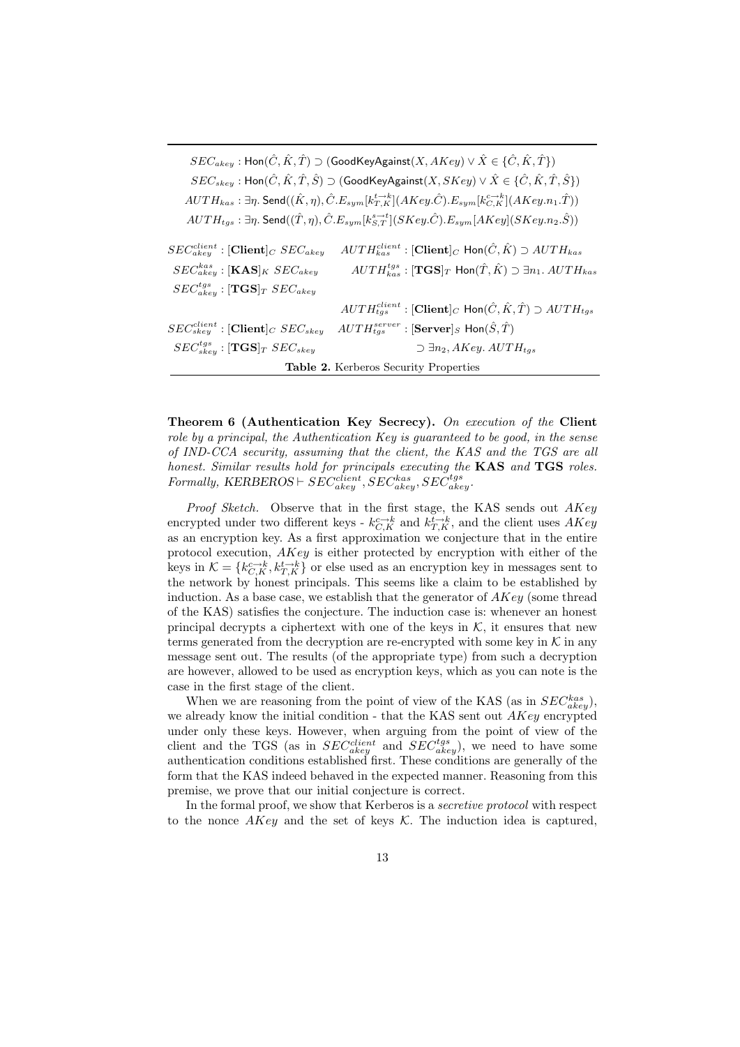$SEC_{akey}$ : $\mathsf{Hon}(\hat{C}, \hat{K}, \hat{T}) \supset (\mathsf{GoodKeyAgainst}(X, AKey) \vee \hat{X} \in \{\hat{C}, \hat{K}, \hat{T}\})$

$SEC_{skey}$ : $\mathsf{Hon}(\hat{C}, \hat{K}, \hat{T}, \hat{S}) \supset (\mathsf{GoodKeyAgainst}(X, SKey) \vee \hat{X} \in \{\hat{C}, \hat{K}, \hat{T}, \hat{S}\})$

$AUTH_{kas}$ : $\exists \eta.\ \mathsf{Send}((\hat{K}, \eta), \hat{C}.E_{sym}[k_{T,K}^{t \to k}](AKey.\hat{C}).E_{sym}[k_{C,K}^{c \to k}](AKey.n_1.\hat{T}))$

$AUTH_{tgs}$ : $\exists \eta.\ \mathsf{Send}((\hat{T}, \eta), \hat{C}.E_{sym}[k_{S,T}^{s \to t}](SKey.\hat{C}).E_{sym}[AKey](SKey.n_2.\hat{S}))$

| | |
|---|---|
| $SEC_{akey}^{client}$ : $[\mathbf{Client}]_C\ SEC_{akey}$ | $AUTH_{kas}^{client}$ : $[\mathbf{Client}]_C\ \mathsf{Hon}(\hat{C}, \hat{K}) \supset AUTH_{kas}$ |
| $SEC_{akey}^{kas}$ : $[\mathbf{KAS}]_K\ SEC_{akey}$ | $AUTH_{kas}^{tgs}$ : $[\mathbf{TGS}]_T\ \mathsf{Hon}(\hat{T}, \hat{K}) \supset \exists n_1.\ AUTH_{kas}$ |
| $SEC_{akey}^{tgs}$ : $[\mathbf{TGS}]_T\ SEC_{akey}$ | |
| | $AUTH_{tgs}^{client}$ : $[\mathbf{Client}]_C\ \mathsf{Hon}(\hat{C}, \hat{K}, \hat{T}) \supset AUTH_{tgs}$ |
| $SEC_{skey}^{client}$ : $[\mathbf{Client}]_C\ SEC_{skey}$ | $AUTH_{tgs}^{server}$ : $[\mathbf{Server}]_S\ \mathsf{Hon}(\hat{S}, \hat{T})$ |
| $SEC_{skey}^{tgs}$ : $[\mathbf{TGS}]_T\ SEC_{skey}$ | $\supset \exists n_2, AKey.\ AUTH_{tgs}$ |

**Table 2.** Kerberos Security Properties

**Theorem 6 (Authentication Key Secrecy).** *On execution of the* **Client** *role by a principal, the Authentication Key is guaranteed to be good, in the sense of IND-CCA security, assuming that the client, the KAS and the TGS are all honest. Similar results hold for principals executing the* **KAS** *and* **TGS** *roles. Formally, KERBEROS* $\vdash SEC_{akey}^{client}, SEC_{akey}^{kas}, SEC_{akey}^{tgs}$.

*Proof Sketch.* Observe that in the first stage, the KAS sends out $AKey$ encrypted under two different keys - $k_{C,K}^{c \to k}$ and $k_{T,K}^{t \to k}$, and the client uses $AKey$ as an encryption key. As a first approximation we conjecture that in the entire protocol execution, $AKey$ is either protected by encryption with either of the keys in $\mathcal{K} = \{k_{C,K}^{c \to k}, k_{T,K}^{t \to k}\}$ or else used as an encryption key in messages sent to the network by honest principals. This seems like a claim to be established by induction. As a base case, we establish that the generator of $AKey$ (some thread of the KAS) satisfies the conjecture. The induction case is: whenever an honest principal decrypts a ciphertext with one of the keys in $\mathcal{K}$, it ensures that new terms generated from the decryption are re-encrypted with some key in $\mathcal{K}$ in any message sent out. The results (of the appropriate type) from such a decryption are however, allowed to be used as encryption keys, which as you can note is the case in the first stage of the client.

When we are reasoning from the point of view of the KAS (as in $SEC_{akey}^{kas}$), we already know the initial condition - that the KAS sent out $AKey$ encrypted under only these keys. However, when arguing from the point of view of the client and the TGS (as in $SEC_{akey}^{client}$ and $SEC_{akey}^{tgs}$), we need to have some authentication conditions established first. These conditions are generally of the form that the KAS indeed behaved in the expected manner. Reasoning from this premise, we prove that our initial conjecture is correct.

In the formal proof, we show that Kerberos is a *secretive protocol* with respect to the nonce $AKey$ and the set of keys $\mathcal{K}$. The induction idea is captured,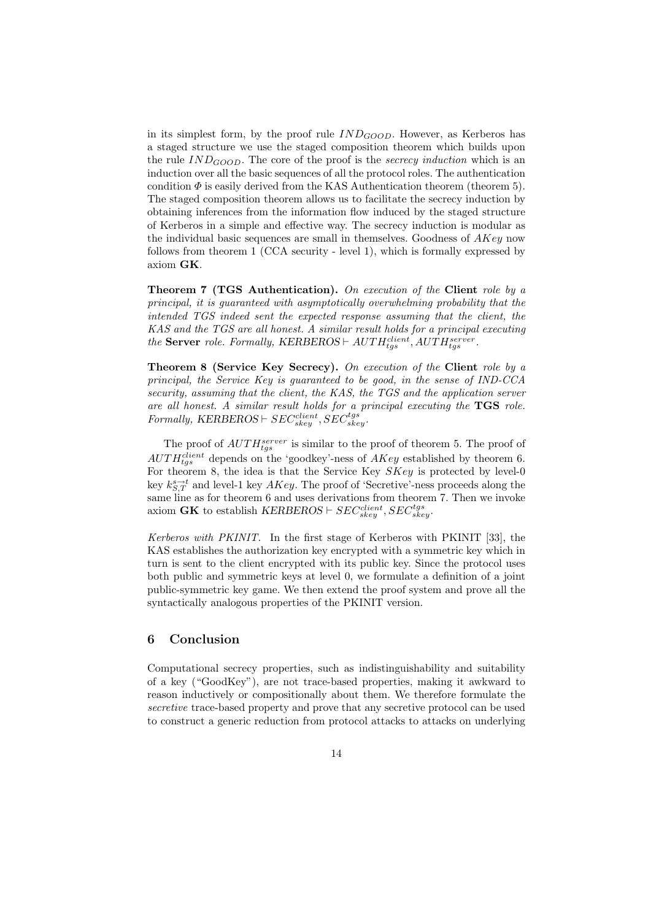in its simplest form, by the proof rule $IND_{GOOD}$. However, as Kerberos has a staged structure we use the staged composition theorem which builds upon the rule $IND_{GOOD}$. The core of the proof is the *secrecy induction* which is an induction over all the basic sequences of all the protocol roles. The authentication condition $\Phi$ is easily derived from the KAS Authentication theorem (theorem 5). The staged composition theorem allows us to facilitate the secrecy induction by obtaining inferences from the information flow induced by the staged structure of Kerberos in a simple and effective way. The secrecy induction is modular as the individual basic sequences are small in themselves. Goodness of $AKey$ now follows from theorem 1 (CCA security - level 1), which is formally expressed by axiom **GK**.

**Theorem 7 (TGS Authentication).** *On execution of the* **Client** *role by a principal, it is guaranteed with asymptotically overwhelming probability that the intended TGS indeed sent the expected response assuming that the client, the KAS and the TGS are all honest. A similar result holds for a principal executing the* **Server** *role. Formally,* $KERBEROS \vdash AUTH_{tgs}^{client}, AUTH_{tgs}^{server}$.

**Theorem 8 (Service Key Secrecy).** *On execution of the* **Client** *role by a principal, the Service Key is guaranteed to be good, in the sense of IND-CCA security, assuming that the client, the KAS, the TGS and the application server are all honest. A similar result holds for a principal executing the* **TGS** *role. Formally,* $KERBEROS \vdash SEC_{skey}^{client}, SEC_{skey}^{tgs}$.

The proof of $AUTH_{tgs}^{server}$ is similar to the proof of theorem 5. The proof of $AUTH_{tgs}^{client}$ depends on the 'goodkey'-ness of $AKey$ established by theorem 6. For theorem 8, the idea is that the Service Key $SKey$ is protected by level-0 key $k_{S,T}^{s \to t}$ and level-1 key $AKey$. The proof of 'Secretive'-ness proceeds along the same line as for theorem 6 and uses derivations from theorem 7. Then we invoke axiom **GK** to establish $KERBEROS \vdash SEC_{skey}^{client}, SEC_{skey}^{tgs}$.

*Kerberos with PKINIT.* In the first stage of Kerberos with PKINIT [33], the KAS establishes the authorization key encrypted with a symmetric key which in turn is sent to the client encrypted with its public key. Since the protocol uses both public and symmetric keys at level 0, we formulate a definition of a joint public-symmetric key game. We then extend the proof system and prove all the syntactically analogous properties of the PKINIT version.

## 6 Conclusion

Computational secrecy properties, such as indistinguishability and suitability of a key ("GoodKey"), are not trace-based properties, making it awkward to reason inductively or compositionally about them. We therefore formulate the *secretive* trace-based property and prove that any secretive protocol can be used to construct a generic reduction from protocol attacks to attacks on underlying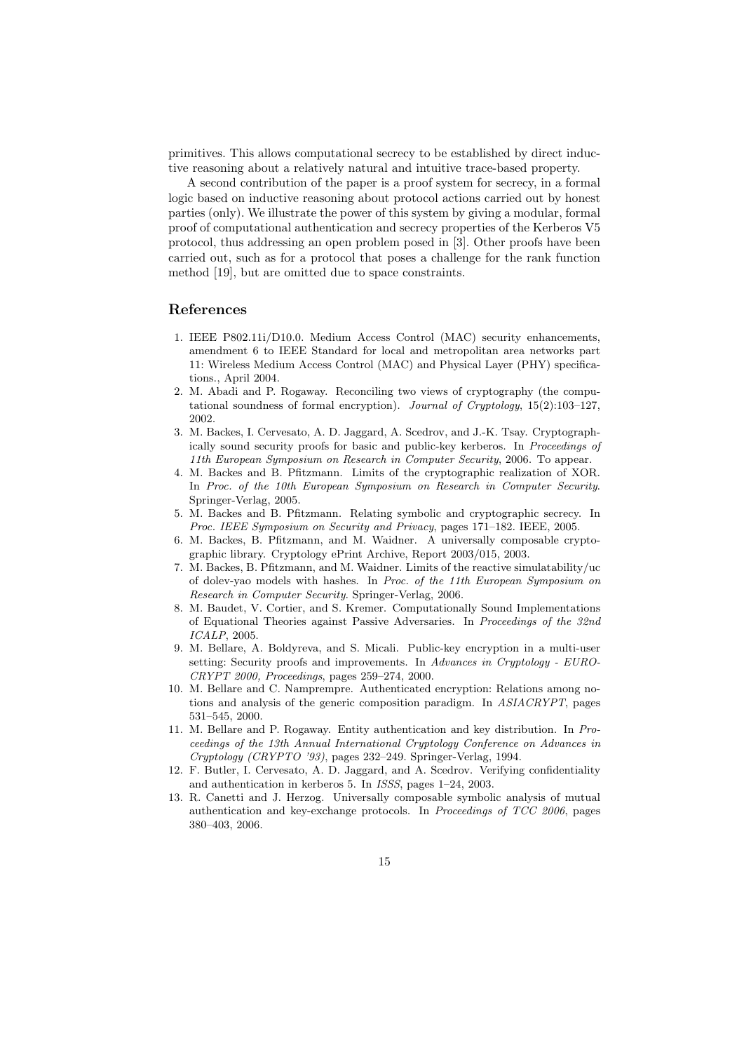primitives. This allows computational secrecy to be established by direct inductive reasoning about a relatively natural and intuitive trace-based property.

A second contribution of the paper is a proof system for secrecy, in a formal logic based on inductive reasoning about protocol actions carried out by honest parties (only). We illustrate the power of this system by giving a modular, formal proof of computational authentication and secrecy properties of the Kerberos V5 protocol, thus addressing an open problem posed in [3]. Other proofs have been carried out, such as for a protocol that poses a challenge for the rank function method [19], but are omitted due to space constraints.

## References

1. IEEE P802.11i/D10.0. Medium Access Control (MAC) security enhancements, amendment 6 to IEEE Standard for local and metropolitan area networks part 11: Wireless Medium Access Control (MAC) and Physical Layer (PHY) specifications., April 2004.
2. M. Abadi and P. Rogaway. Reconciling two views of cryptography (the computational soundness of formal encryption). *Journal of Cryptology*, 15(2):103–127, 2002.
3. M. Backes, I. Cervesato, A. D. Jaggard, A. Scedrov, and J.-K. Tsay. Cryptographically sound security proofs for basic and public-key kerberos. In *Proceedings of 11th European Symposium on Research in Computer Security*, 2006. To appear.
4. M. Backes and B. Pfitzmann. Limits of the cryptographic realization of XOR. In *Proc. of the 10th European Symposium on Research in Computer Security*. Springer-Verlag, 2005.
5. M. Backes and B. Pfitzmann. Relating symbolic and cryptographic secrecy. In *Proc. IEEE Symposium on Security and Privacy*, pages 171–182. IEEE, 2005.
6. M. Backes, B. Pfitzmann, and M. Waidner. A universally composable cryptographic library. Cryptology ePrint Archive, Report 2003/015, 2003.
7. M. Backes, B. Pfitzmann, and M. Waidner. Limits of the reactive simulatability/uc of dolev-yao models with hashes. In *Proc. of the 11th European Symposium on Research in Computer Security*. Springer-Verlag, 2006.
8. M. Baudet, V. Cortier, and S. Kremer. Computationally Sound Implementations of Equational Theories against Passive Adversaries. In *Proceedings of the 32nd ICALP*, 2005.
9. M. Bellare, A. Boldyreva, and S. Micali. Public-key encryption in a multi-user setting: Security proofs and improvements. In *Advances in Cryptology - EUROCRYPT 2000, Proceedings*, pages 259–274, 2000.
10. M. Bellare and C. Namprempre. Authenticated encryption: Relations among notions and analysis of the generic composition paradigm. In *ASIACRYPT*, pages 531–545, 2000.
11. M. Bellare and P. Rogaway. Entity authentication and key distribution. In *Proceedings of the 13th Annual International Cryptology Conference on Advances in Cryptology (CRYPTO '93)*, pages 232–249. Springer-Verlag, 1994.
12. F. Butler, I. Cervesato, A. D. Jaggard, and A. Scedrov. Verifying confidentiality and authentication in kerberos 5. In *ISSS*, pages 1–24, 2003.
13. R. Canetti and J. Herzog. Universally composable symbolic analysis of mutual authentication and key-exchange protocols. In *Proceedings of TCC 2006*, pages 380–403, 2006.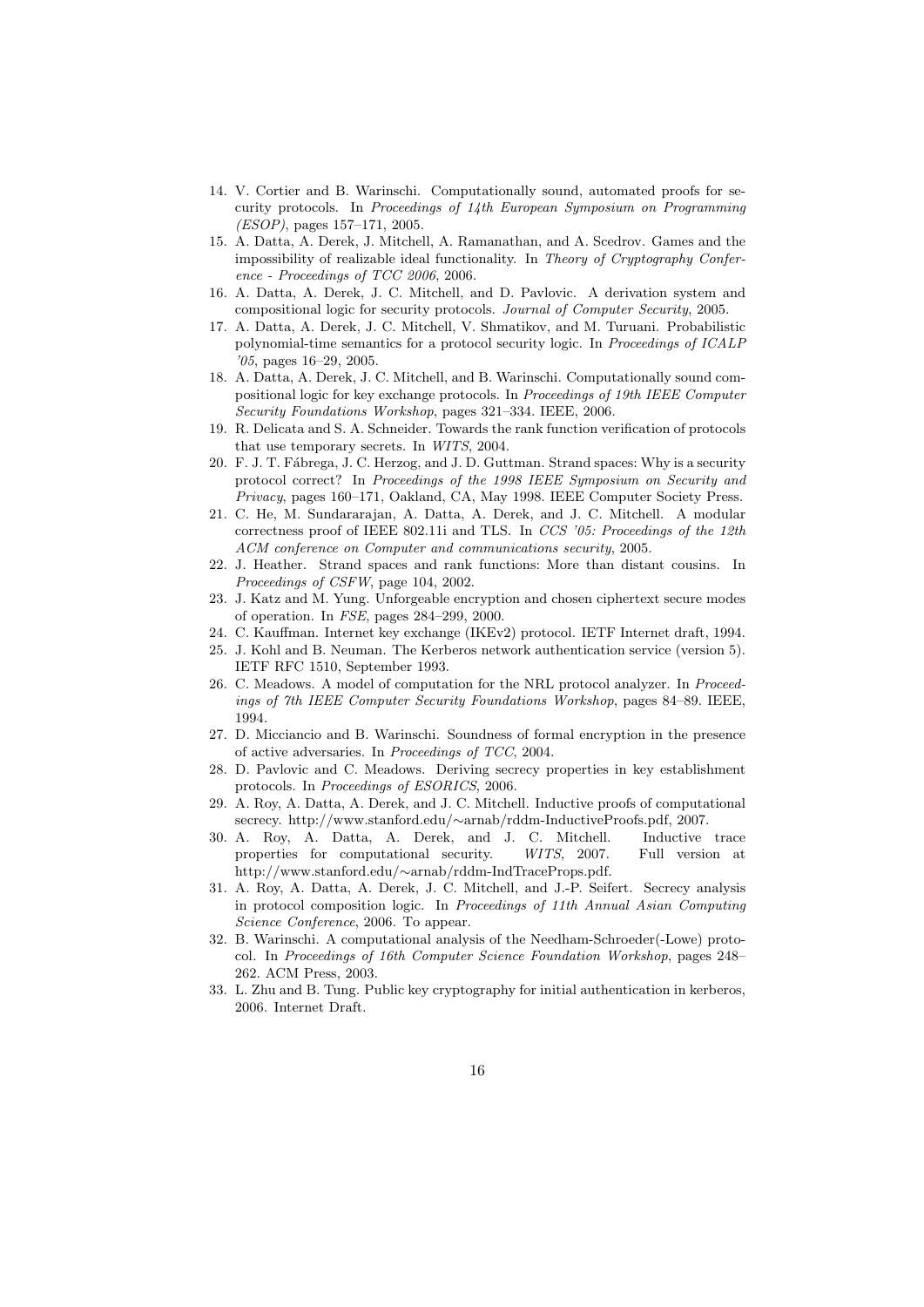14. V. Cortier and B. Warinschi. Computationally sound, automated proofs for security protocols. In *Proceedings of 14th European Symposium on Programming (ESOP)*, pages 157–171, 2005.
15. A. Datta, A. Derek, J. Mitchell, A. Ramanathan, and A. Scedrov. Games and the impossibility of realizable ideal functionality. In *Theory of Cryptography Conference - Proceedings of TCC 2006*, 2006.
16. A. Datta, A. Derek, J. C. Mitchell, and D. Pavlovic. A derivation system and compositional logic for security protocols. *Journal of Computer Security*, 2005.
17. A. Datta, A. Derek, J. C. Mitchell, V. Shmatikov, and M. Turuani. Probabilistic polynomial-time semantics for a protocol security logic. In *Proceedings of ICALP '05*, pages 16–29, 2005.
18. A. Datta, A. Derek, J. C. Mitchell, and B. Warinschi. Computationally sound compositional logic for key exchange protocols. In *Proceedings of 19th IEEE Computer Security Foundations Workshop*, pages 321–334. IEEE, 2006.
19. R. Delicata and S. A. Schneider. Towards the rank function verification of protocols that use temporary secrets. In *WITS*, 2004.
20. F. J. T. Fábrega, J. C. Herzog, and J. D. Guttman. Strand spaces: Why is a security protocol correct? In *Proceedings of the 1998 IEEE Symposium on Security and Privacy*, pages 160–171, Oakland, CA, May 1998. IEEE Computer Society Press.
21. C. He, M. Sundararajan, A. Datta, A. Derek, and J. C. Mitchell. A modular correctness proof of IEEE 802.11i and TLS. In *CCS '05: Proceedings of the 12th ACM conference on Computer and communications security*, 2005.
22. J. Heather. Strand spaces and rank functions: More than distant cousins. In *Proceedings of CSFW*, page 104, 2002.
23. J. Katz and M. Yung. Unforgeable encryption and chosen ciphertext secure modes of operation. In *FSE*, pages 284–299, 2000.
24. C. Kauffman. Internet key exchange (IKEv2) protocol. IETF Internet draft, 1994.
25. J. Kohl and B. Neuman. The Kerberos network authentication service (version 5). IETF RFC 1510, September 1993.
26. C. Meadows. A model of computation for the NRL protocol analyzer. In *Proceedings of 7th IEEE Computer Security Foundations Workshop*, pages 84–89. IEEE, 1994.
27. D. Micciancio and B. Warinschi. Soundness of formal encryption in the presence of active adversaries. In *Proceedings of TCC*, 2004.
28. D. Pavlovic and C. Meadows. Deriving secrecy properties in key establishment protocols. In *Proceedings of ESORICS*, 2006.
29. A. Roy, A. Datta, A. Derek, and J. C. Mitchell. Inductive proofs of computational secrecy. http://www.stanford.edu/∼arnab/rddm-InductiveProofs.pdf, 2007.
30. A. Roy, A. Datta, A. Derek, and J. C. Mitchell. Inductive trace properties for computational security. *WITS*, 2007. Full version at http://www.stanford.edu/∼arnab/rddm-IndTraceProps.pdf.
31. A. Roy, A. Datta, A. Derek, J. C. Mitchell, and J.-P. Seifert. Secrecy analysis in protocol composition logic. In *Proceedings of 11th Annual Asian Computing Science Conference*, 2006. To appear.
32. B. Warinschi. A computational analysis of the Needham-Schroeder(-Lowe) protocol. In *Proceedings of 16th Computer Science Foundation Workshop*, pages 248–262. ACM Press, 2003.
33. L. Zhu and B. Tung. Public key cryptography for initial authentication in kerberos, 2006. Internet Draft.